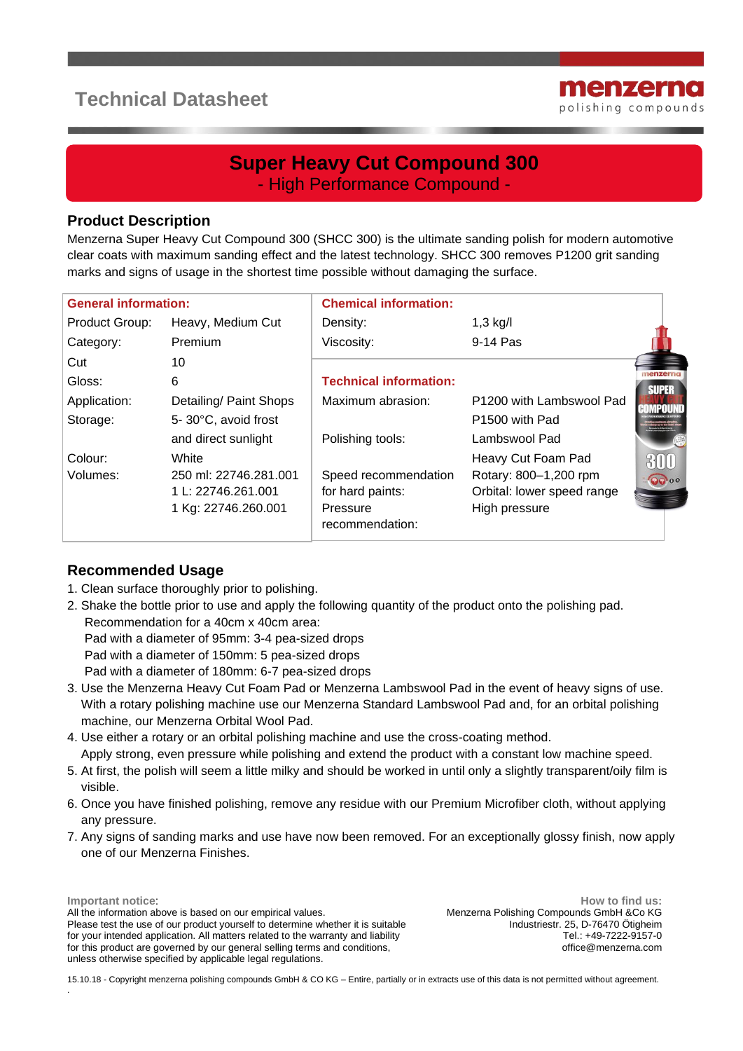# Technical Datasheet

menzerna
polishing compounds

## Super Heavy Cut Compound 300
- High Performance Compound -

### Product Description

Menzerna Super Heavy Cut Compound 300 (SHCC 300) is the ultimate sanding polish for modern automotive clear coats with maximum sanding effect and the latest technology. SHCC 300 removes P1200 grit sanding marks and signs of usage in the shortest time possible without damaging the surface.

| General information: | | Chemical information: | |
|---|---|---|---|
| Product Group: | Heavy, Medium Cut | Density: | 1,3 kg/l |
| Category: | Premium | Viscosity: | 9-14 Pas |
| Cut | 10 | | |
| Gloss: | 6 | **Technical information:** | |
| Application: | Detailing/ Paint Shops | Maximum abrasion: | P1200 with Lambswool Pad |
| Storage: | 5- 30°C, avoid frost | | P1500 with Pad |
| | and direct sunlight | Polishing tools: | Lambswool Pad |
| Colour: | White | | Heavy Cut Foam Pad |
| Volumes: | 250 ml: 22746.281.001 | Speed recommendation for hard paints: | Rotary: 800–1,200 rpm<br>Orbital: lower speed range |
| | 1 L: 22746.261.001 | | |
| | 1 Kg: 22746.260.001 | Pressure recommendation: | High pressure |

### Recommended Usage

1. Clean surface thoroughly prior to polishing.
2. Shake the bottle prior to use and apply the following quantity of the product onto the polishing pad.
   Recommendation for a 40cm x 40cm area:
   Pad with a diameter of 95mm: 3-4 pea-sized drops
   Pad with a diameter of 150mm: 5 pea-sized drops
   Pad with a diameter of 180mm: 6-7 pea-sized drops
3. Use the Menzerna Heavy Cut Foam Pad or Menzerna Lambswool Pad in the event of heavy signs of use. With a rotary polishing machine use our Menzerna Standard Lambswool Pad and, for an orbital polishing machine, our Menzerna Orbital Wool Pad.
4. Use either a rotary or an orbital polishing machine and use the cross-coating method.
   Apply strong, even pressure while polishing and extend the product with a constant low machine speed.
5. At first, the polish will seem a little milky and should be worked in until only a slightly transparent/oily film is visible.
6. Once you have finished polishing, remove any residue with our Premium Microfiber cloth, without applying any pressure.
7. Any signs of sanding marks and use have now been removed. For an exceptionally glossy finish, now apply one of our Menzerna Finishes.

**Important notice:**
All the information above is based on our empirical values.
Please test the use of our product yourself to determine whether it is suitable for your intended application. All matters related to the warranty and liability for this product are governed by our general selling terms and conditions, unless otherwise specified by applicable legal regulations.

**How to find us:**
Menzerna Polishing Compounds GmbH &Co KG
Industriestr. 25, D-76470 Ötigheim
Tel.: +49-7222-9157-0
office@menzerna.com

15.10.18 - Copyright menzerna polishing compounds GmbH & CO KG – Entire, partially or in extracts use of this data is not permitted without agreement.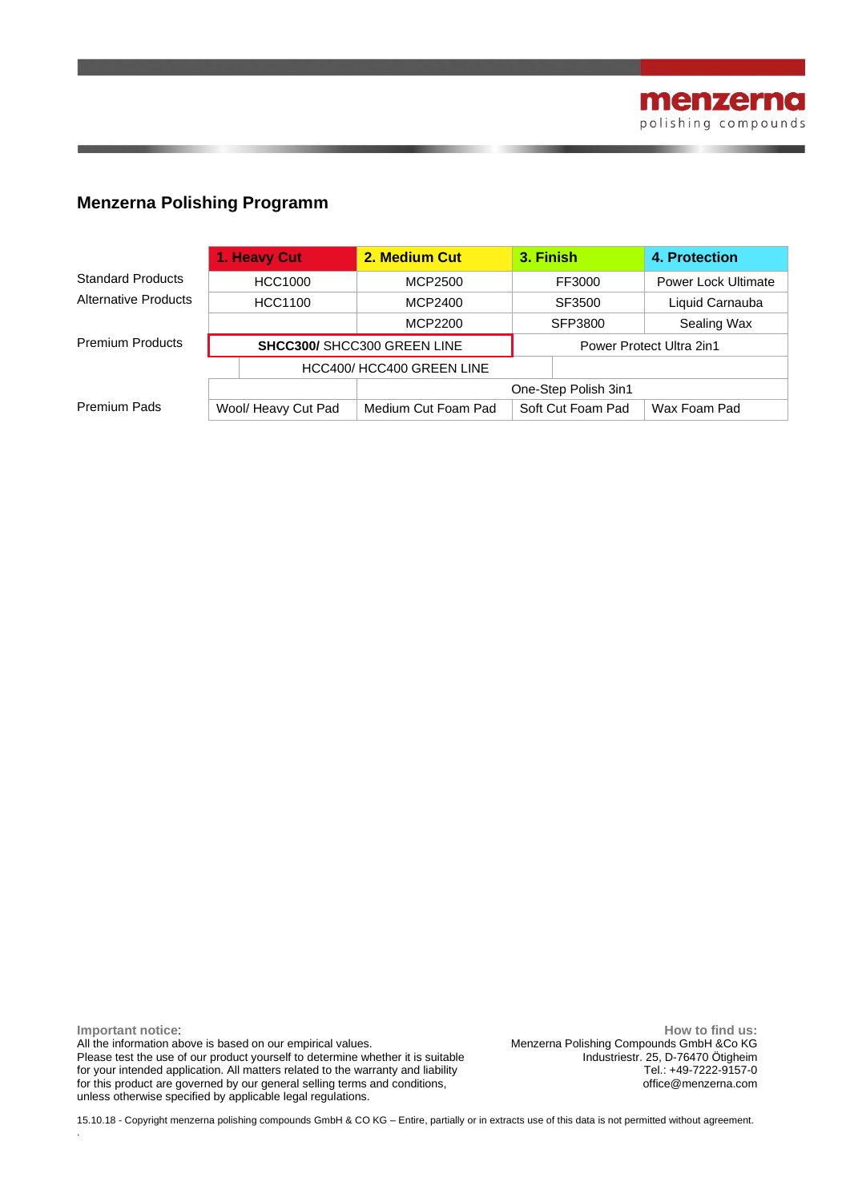## Menzerna Polishing Programm

| | 1. Heavy Cut | 2. Medium Cut | 3. Finish | 4. Protection |
|---|---|---|---|---|
| Standard Products | HCC1000 | MCP2500 | FF3000 | Power Lock Ultimate |
| Alternative Products | HCC1100 | MCP2400 | SF3500 | Liquid Carnauba |
| | | MCP2200 | SFP3800 | Sealing Wax |
| Premium Products | **SHCC300/** SHCC300 GREEN LINE | | Power Protect Ultra 2in1 | |
| | HCC400/ HCC400 GREEN LINE | | | |
| | | One-Step Polish 3in1 | | |
| Premium Pads | Wool/ Heavy Cut Pad | Medium Cut Foam Pad | Soft Cut Foam Pad | Wax Foam Pad |

**Important notice:**
All the information above is based on our empirical values.
Please test the use of our product yourself to determine whether it is suitable for your intended application. All matters related to the warranty and liability for this product are governed by our general selling terms and conditions, unless otherwise specified by applicable legal regulations.

**How to find us:**
Menzerna Polishing Compounds GmbH &Co KG
Industriestr. 25, D-76470 Ötigheim
Tel.: +49-7222-9157-0
office@menzerna.com

15.10.18 - Copyright menzerna polishing compounds GmbH & CO KG – Entire, partially or in extracts use of this data is not permitted without agreement.